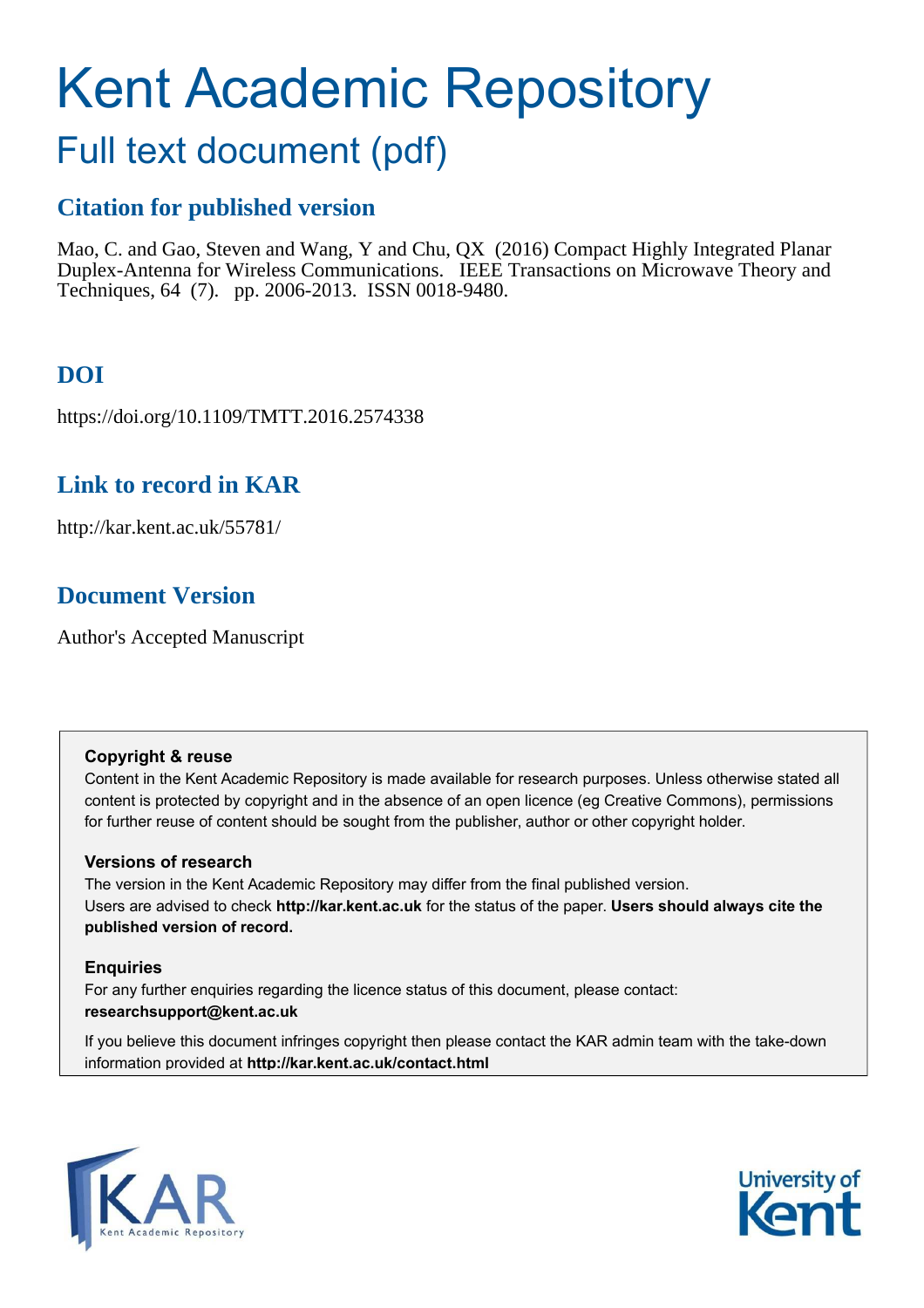# Kent Academic Repository

## Full text document (pdf)

### Citation for published version

Mao, C. and Gao, Steven and Wang, Y and Chu, QX (2016) Compact Highly Integrated Planar Duplex-Antenna for Wireless Communications. IEEE Transactions on Microwave Theory and Techniques, 64 (7). pp. 2006-2013. ISSN 0018-9480.

### DOI

https://doi.org/10.1109/TMTT.2016.2574338

### Link to record in KAR

http://kar.kent.ac.uk/55781/

### Document Version

Author's Accepted Manuscript

**Copyright & reuse**

Content in the Kent Academic Repository is made available for research purposes. Unless otherwise stated all content is protected by copyright and in the absence of an open licence (eg Creative Commons), permissions for further reuse of content should be sought from the publisher, author or other copyright holder.

**Versions of research**

The version in the Kent Academic Repository may differ from the final published version. Users are advised to check **http://kar.kent.ac.uk** for the status of the paper. **Users should always cite the published version of record.**

**Enquiries**

For any further enquiries regarding the licence status of this document, please contact: **researchsupport@kent.ac.uk**

If you believe this document infringes copyright then please contact the KAR admin team with the take-down information provided at **http://kar.kent.ac.uk/contact.html**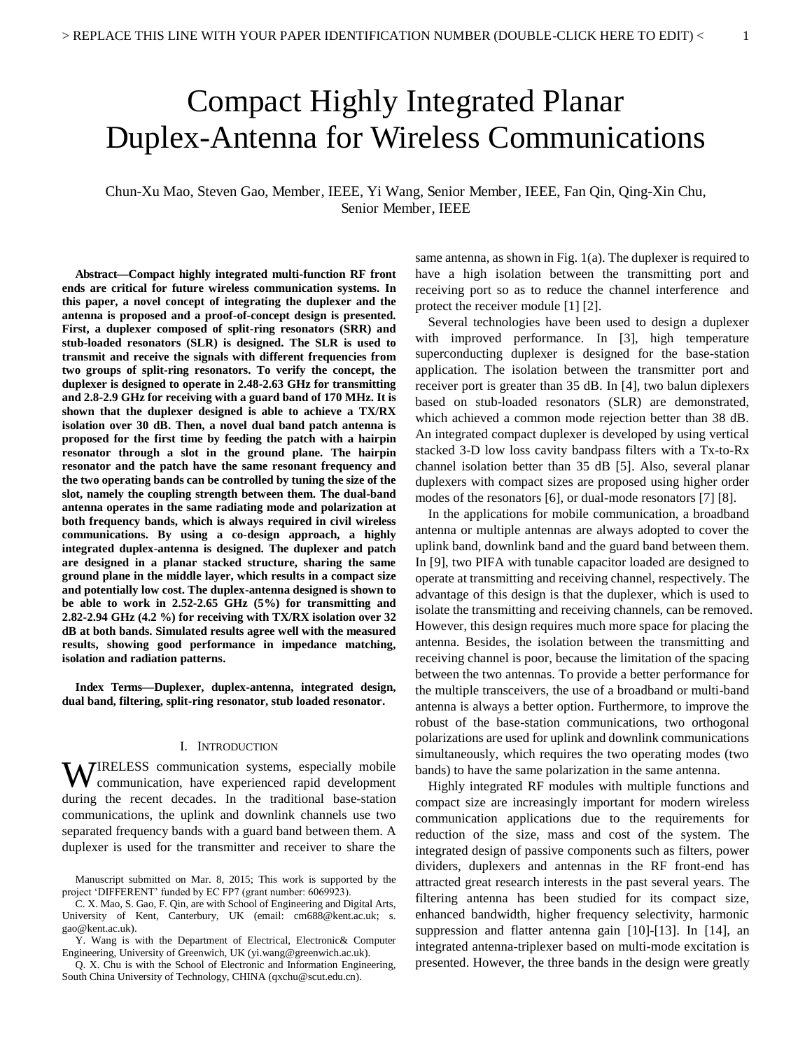# Compact Highly Integrated Planar Duplex-Antenna for Wireless Communications

Chun-Xu Mao, Steven Gao, Member, IEEE, Yi Wang, Senior Member, IEEE, Fan Qin, Qing-Xin Chu, Senior Member, IEEE

***Abstract*—Compact highly integrated multi-function RF front ends are critical for future wireless communication systems. In this paper, a novel concept of integrating the duplexer and the antenna is proposed and a proof-of-concept design is presented. First, a duplexer composed of split-ring resonators (SRR) and stub-loaded resonators (SLR) is designed. The SLR is used to transmit and receive the signals with different frequencies from two groups of split-ring resonators. To verify the concept, the duplexer is designed to operate in 2.48-2.63 GHz for transmitting and 2.8-2.9 GHz for receiving with a guard band of 170 MHz. It is shown that the duplexer designed is able to achieve a TX/RX isolation over 30 dB. Then, a novel dual band patch antenna is proposed for the first time by feeding the patch with a hairpin resonator through a slot in the ground plane. The hairpin resonator and the patch have the same resonant frequency and the two operating bands can be controlled by tuning the size of the slot, namely the coupling strength between them. The dual-band antenna operates in the same radiating mode and polarization at both frequency bands, which is always required in civil wireless communications. By using a co-design approach, a highly integrated duplex-antenna is designed. The duplexer and patch are designed in a planar stacked structure, sharing the same ground plane in the middle layer, which results in a compact size and potentially low cost. The duplex-antenna designed is shown to be able to work in 2.52-2.65 GHz (5%) for transmitting and 2.82-2.94 GHz (4.2 %) for receiving with TX/RX isolation over 32 dB at both bands. Simulated results agree well with the measured results, showing good performance in impedance matching, isolation and radiation patterns.**

***Index Terms*—Duplexer, duplex-antenna, integrated design, dual band, filtering, split-ring resonator, stub loaded resonator.**

## I. Introduction

Wireless communication systems, especially mobile communication, have experienced rapid development during the recent decades. In the traditional base-station communications, the uplink and downlink channels use two separated frequency bands with a guard band between them. A duplexer is used for the transmitter and receiver to share the same antenna, as shown in Fig. 1(a). The duplexer is required to have a high isolation between the transmitting port and receiving port so as to reduce the channel interference and protect the receiver module [1] [2].

Several technologies have been used to design a duplexer with improved performance. In [3], high temperature superconducting duplexer is designed for the base-station application. The isolation between the transmitter port and receiver port is greater than 35 dB. In [4], two balun diplexers based on stub-loaded resonators (SLR) are demonstrated, which achieved a common mode rejection better than 38 dB. An integrated compact duplexer is developed by using vertical stacked 3-D low loss cavity bandpass filters with a Tx-to-Rx channel isolation better than 35 dB [5]. Also, several planar duplexers with compact sizes are proposed using higher order modes of the resonators [6], or dual-mode resonators [7] [8].

In the applications for mobile communication, a broadband antenna or multiple antennas are always adopted to cover the uplink band, downlink band and the guard band between them. In [9], two PIFA with tunable capacitor loaded are designed to operate at transmitting and receiving channel, respectively. The advantage of this design is that the duplexer, which is used to isolate the transmitting and receiving channels, can be removed. However, this design requires much more space for placing the antenna. Besides, the isolation between the transmitting and receiving channel is poor, because the limitation of the spacing between the two antennas. To provide a better performance for the multiple transceivers, the use of a broadband or multi-band antenna is always a better option. Furthermore, to improve the robust of the base-station communications, two orthogonal polarizations are used for uplink and downlink communications simultaneously, which requires the two operating modes (two bands) to have the same polarization in the same antenna.

Highly integrated RF modules with multiple functions and compact size are increasingly important for modern wireless communication applications due to the requirements for reduction of the size, mass and cost of the system. The integrated design of passive components such as filters, power dividers, duplexers and antennas in the RF front-end has attracted great research interests in the past several years. The filtering antenna has been studied for its compact size, enhanced bandwidth, higher frequency selectivity, harmonic suppression and flatter antenna gain [10]-[13]. In [14], an integrated antenna-triplexer based on multi-mode excitation is presented. However, the three bands in the design were greatly

Manuscript submitted on Mar. 8, 2015; This work is supported by the project 'DIFFERENT' funded by EC FP7 (grant number: 6069923).

C. X. Mao, S. Gao, F. Qin, are with School of Engineering and Digital Arts, University of Kent, Canterbury, UK (email: cm688@kent.ac.uk; s. gao@kent.ac.uk).

Y. Wang is with the Department of Electrical, Electronic& Computer Engineering, University of Greenwich, UK (yi.wang@greenwich.ac.uk).

Q. X. Chu is with the School of Electronic and Information Engineering, South China University of Technology, CHINA (qxchu@scut.edu.cn).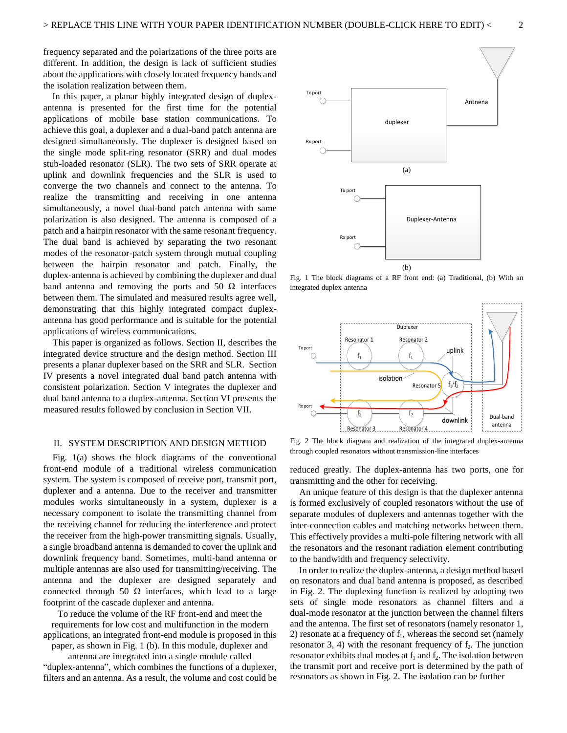frequency separated and the polarizations of the three ports are different. In addition, the design is lack of sufficient studies about the applications with closely located frequency bands and the isolation realization between them.

In this paper, a planar highly integrated design of duplex-antenna is presented for the first time for the potential applications of mobile base station communications. To achieve this goal, a duplexer and a dual-band patch antenna are designed simultaneously. The duplexer is designed based on the single mode split-ring resonator (SRR) and dual modes stub-loaded resonator (SLR). The two sets of SRR operate at uplink and downlink frequencies and the SLR is used to converge the two channels and connect to the antenna. To realize the transmitting and receiving in one antenna simultaneously, a novel dual-band patch antenna with same polarization is also designed. The antenna is composed of a patch and a hairpin resonator with the same resonant frequency. The dual band is achieved by separating the two resonant modes of the resonator-patch system through mutual coupling between the hairpin resonator and patch. Finally, the duplex-antenna is achieved by combining the duplexer and dual band antenna and removing the ports and 50 Ω interfaces between them. The simulated and measured results agree well, demonstrating that this highly integrated compact duplex-antenna has good performance and is suitable for the potential applications of wireless communications.

This paper is organized as follows. Section II, describes the integrated device structure and the design method. Section III presents a planar duplexer based on the SRR and SLR. Section IV presents a novel integrated dual band patch antenna with consistent polarization. Section V integrates the duplexer and dual band antenna to a duplex-antenna. Section VI presents the measured results followed by conclusion in Section VII.

## II. System Description and Design Method

Fig. 1(a) shows the block diagrams of the conventional front-end module of a traditional wireless communication system. The system is composed of receive port, transmit port, duplexer and a antenna. Due to the receiver and transmitter modules works simultaneously in a system, duplexer is a necessary component to isolate the transmitting channel from the receiving channel for reducing the interference and protect the receiver from the high-power transmitting signals. Usually, a single broadband antenna is demanded to cover the uplink and downlink frequency band. Sometimes, multi-band antenna or multiple antennas are also used for transmitting/receiving. The antenna and the duplexer are designed separately and connected through 50 Ω interfaces, which lead to a large footprint of the cascade duplexer and antenna.

To reduce the volume of the RF front-end and meet the requirements for low cost and multifunction in the modern applications, an integrated front-end module is proposed in this paper, as shown in Fig. 1 (b). In this module, duplexer and antenna are integrated into a single module called "duplex-antenna", which combines the functions of a duplexer, filters and an antenna. As a result, the volume and cost could be reduced greatly. The duplex-antenna has two ports, one for transmitting and the other for receiving.

Fig. 1 The block diagrams of a RF front end: (a) Traditional, (b) With an integrated duplex-antenna

Fig. 2 The block diagram and realization of the integrated duplex-antenna through coupled resonators without transmission-line interfaces

An unique feature of this design is that the duplexer antenna is formed exclusively of coupled resonators without the use of separate modules of duplexers and antennas together with the inter-connection cables and matching networks between them. This effectively provides a multi-pole filtering network with all the resonators and the resonant radiation element contributing to the bandwidth and frequency selectivity.

In order to realize the duplex-antenna, a design method based on resonators and dual band antenna is proposed, as described in Fig. 2. The duplexing function is realized by adopting two sets of single mode resonators as channel filters and a dual-mode resonator at the junction between the channel filters and the antenna. The first set of resonators (namely resonator 1, 2) resonate at a frequency of $f_1$, whereas the second set (namely resonator 3, 4) with the resonant frequency of $f_2$. The junction resonator exhibits dual modes at $f_1$ and $f_2$. The isolation between the transmit port and receive port is determined by the path of resonators as shown in Fig. 2. The isolation can be further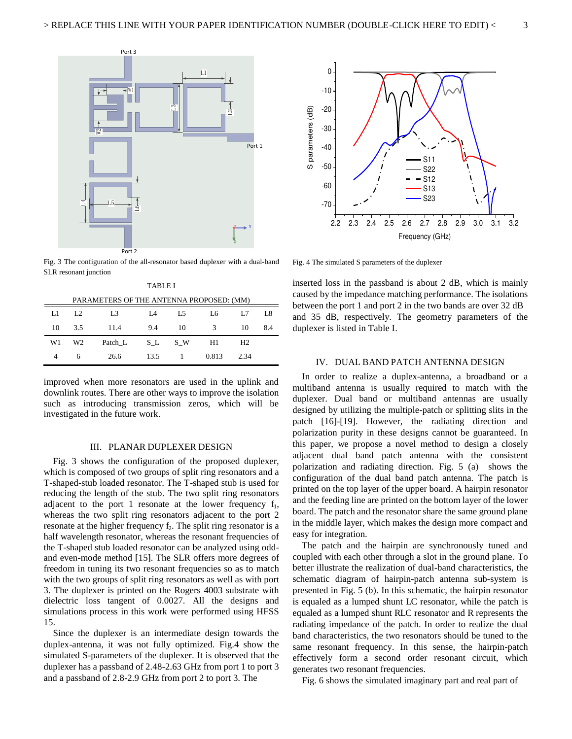Fig. 3 The configuration of the all-resonator based duplexer with a dual-band SLR resonant junction

TABLE I

PARAMETERS OF THE ANTENNA PROPOSED: (MM)

| L1 | L2 | L3 | L4 | L5 | L6 | L7 | L8 |
|---|---|---|---|---|---|---|---|
| 10 | 3.5 | 11.4 | 9.4 | 10 | 3 | 10 | 8.4 |
| W1 | W2 | Patch_L | S_L | S_W | H1 | H2 | |
| 4 | 6 | 26.6 | 13.5 | 1 | 0.813 | 2.34 | |

improved when more resonators are used in the uplink and downlink routes. There are other ways to improve the isolation such as introducing transmission zeros, which will be investigated in the future work.

## III. PLANAR DUPLEXER DESIGN

Fig. 3 shows the configuration of the proposed duplexer, which is composed of two groups of split ring resonators and a T-shaped-stub loaded resonator. The T-shaped stub is used for reducing the length of the stub. The two split ring resonators adjacent to the port 1 resonate at the lower frequency $f_1$, whereas the two split ring resonators adjacent to the port 2 resonate at the higher frequency $f_2$. The split ring resonator is a half wavelength resonator, whereas the resonant frequencies of the T-shaped stub loaded resonator can be analyzed using odd- and even-mode method [15]. The SLR offers more degrees of freedom in tuning its two resonant frequencies so as to match with the two groups of split ring resonators as well as with port 3. The duplexer is printed on the Rogers 4003 substrate with dielectric loss tangent of 0.0027. All the designs and simulations process in this work were performed using HFSS 15.

Since the duplexer is an intermediate design towards the duplex-antenna, it was not fully optimized. Fig.4 show the simulated S-parameters of the duplexer. It is observed that the duplexer has a passband of 2.48-2.63 GHz from port 1 to port 3 and a passband of 2.8-2.9 GHz from port 2 to port 3. The

Fig. 4 The simulated S parameters of the duplexer

inserted loss in the passband is about 2 dB, which is mainly caused by the impedance matching performance. The isolations between the port 1 and port 2 in the two bands are over 32 dB and 35 dB, respectively. The geometry parameters of the duplexer is listed in Table I.

## IV. DUAL BAND PATCH ANTENNA DESIGN

In order to realize a duplex-antenna, a broadband or a multiband antenna is usually required to match with the duplexer. Dual band or multiband antennas are usually designed by utilizing the multiple-patch or splitting slits in the patch [16]-[19]. However, the radiating direction and polarization purity in these designs cannot be guaranteed. In this paper, we propose a novel method to design a closely adjacent dual band patch antenna with the consistent polarization and radiating direction. Fig. 5 (a) shows the configuration of the dual band patch antenna. The patch is printed on the top layer of the upper board. A hairpin resonator and the feeding line are printed on the bottom layer of the lower board. The patch and the resonator share the same ground plane in the middle layer, which makes the design more compact and easy for integration.

The patch and the hairpin are synchronously tuned and coupled with each other through a slot in the ground plane. To better illustrate the realization of dual-band characteristics, the schematic diagram of hairpin-patch antenna sub-system is presented in Fig. 5 (b). In this schematic, the hairpin resonator is equaled as a lumped shunt LC resonator, while the patch is equaled as a lumped shunt RLC resonator and R represents the radiating impedance of the patch. In order to realize the dual band characteristics, the two resonators should be tuned to the same resonant frequency. In this sense, the hairpin-patch effectively form a second order resonant circuit, which generates two resonant frequencies.

Fig. 6 shows the simulated imaginary part and real part of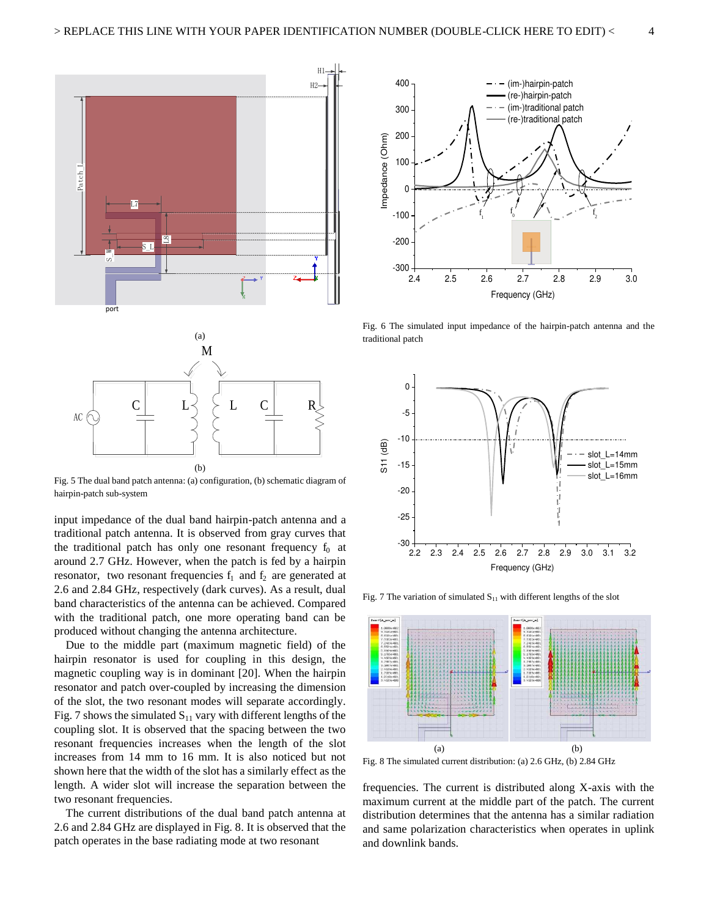Fig. 5 The dual band patch antenna: (a) configuration, (b) schematic diagram of hairpin-patch sub-system

input impedance of the dual band hairpin-patch antenna and a traditional patch antenna. It is observed from gray curves that the traditional patch has only one resonant frequency $f_0$ at around 2.7 GHz. However, when the patch is fed by a hairpin resonator, two resonant frequencies $f_1$ and $f_2$ are generated at 2.6 and 2.84 GHz, respectively (dark curves). As a result, dual band characteristics of the antenna can be achieved. Compared with the traditional patch, one more operating band can be produced without changing the antenna architecture.

Due to the middle part (maximum magnetic field) of the hairpin resonator is used for coupling in this design, the magnetic coupling way is in dominant [20]. When the hairpin resonator and patch over-coupled by increasing the dimension of the slot, the two resonant modes will separate accordingly. Fig. 7 shows the simulated $S_{11}$ vary with different lengths of the coupling slot. It is observed that the spacing between the two resonant frequencies increases when the length of the slot increases from 14 mm to 16 mm. It is also noticed but not shown here that the width of the slot has a similarly effect as the length. A wider slot will increase the separation between the two resonant frequencies.

The current distributions of the dual band patch antenna at 2.6 and 2.84 GHz are displayed in Fig. 8. It is observed that the patch operates in the base radiating mode at two resonant frequencies. The current is distributed along X-axis with the maximum current at the middle part of the patch. The current distribution determines that the antenna has a similar radiation and same polarization characteristics when operates in uplink and downlink bands.

Fig. 6 The simulated input impedance of the hairpin-patch antenna and the traditional patch

Fig. 7 The variation of simulated $S_{11}$ with different lengths of the slot

Fig. 8 The simulated current distribution: (a) 2.6 GHz, (b) 2.84 GHz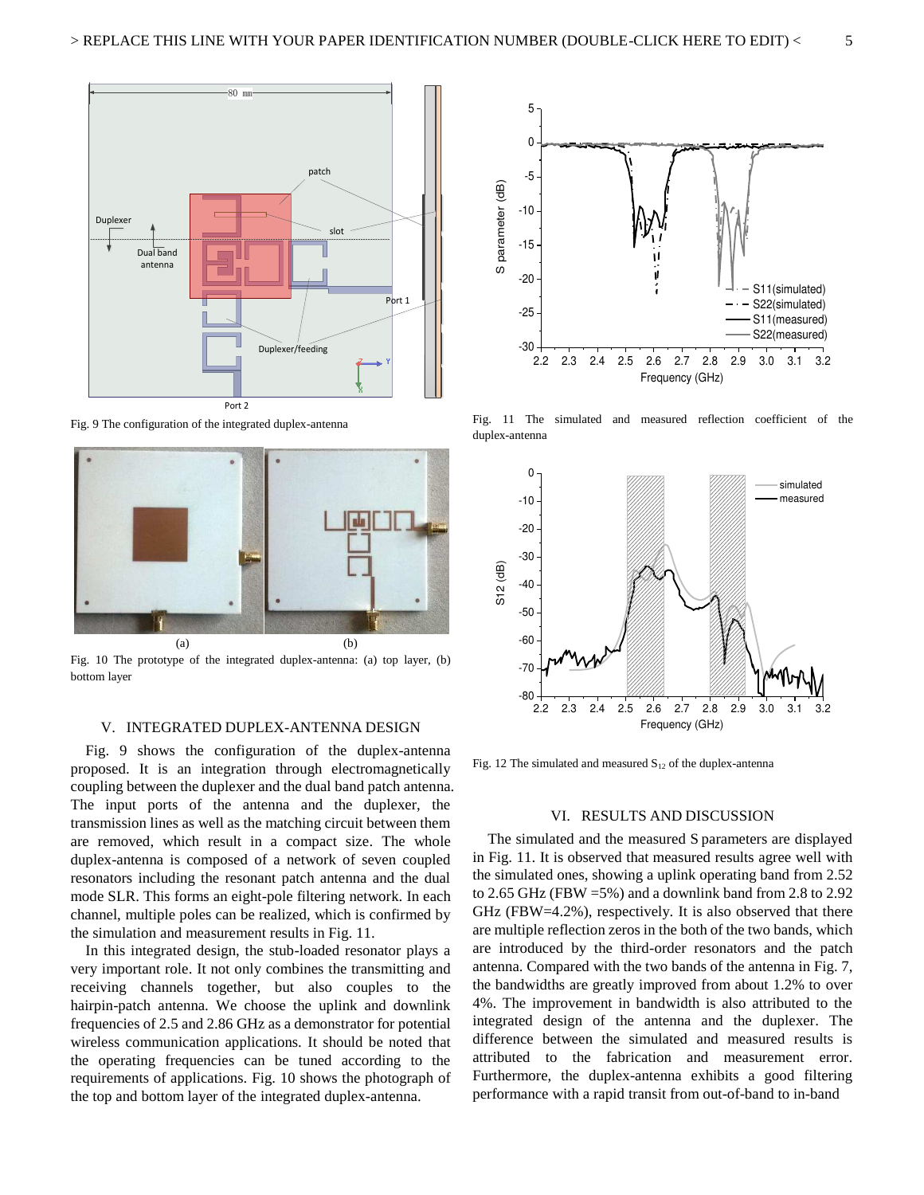Fig. 9 The configuration of the integrated duplex-antenna

Fig. 10 The prototype of the integrated duplex-antenna: (a) top layer, (b) bottom layer

Fig. 11 The simulated and measured reflection coefficient of the duplex-antenna

Fig. 12 The simulated and measured $S_{12}$ of the duplex-antenna

## V. INTEGRATED DUPLEX-ANTENNA DESIGN

Fig. 9 shows the configuration of the duplex-antenna proposed. It is an integration through electromagnetically coupling between the duplexer and the dual band patch antenna. The input ports of the antenna and the duplexer, the transmission lines as well as the matching circuit between them are removed, which result in a compact size. The whole duplex-antenna is composed of a network of seven coupled resonators including the resonant patch antenna and the dual mode SLR. This forms an eight-pole filtering network. In each channel, multiple poles can be realized, which is confirmed by the simulation and measurement results in Fig. 11.

In this integrated design, the stub-loaded resonator plays a very important role. It not only combines the transmitting and receiving channels together, but also couples to the hairpin-patch antenna. We choose the uplink and downlink frequencies of 2.5 and 2.86 GHz as a demonstrator for potential wireless communication applications. It should be noted that the operating frequencies can be tuned according to the requirements of applications. Fig. 10 shows the photograph of the top and bottom layer of the integrated duplex-antenna.

## VI. RESULTS AND DISCUSSION

The simulated and the measured S parameters are displayed in Fig. 11. It is observed that measured results agree well with the simulated ones, showing a uplink operating band from 2.52 to 2.65 GHz (FBW =5%) and a downlink band from 2.8 to 2.92 GHz (FBW=4.2%), respectively. It is also observed that there are multiple reflection zeros in the both of the two bands, which are introduced by the third-order resonators and the patch antenna. Compared with the two bands of the antenna in Fig. 7, the bandwidths are greatly improved from about 1.2% to over 4%. The improvement in bandwidth is also attributed to the integrated design of the antenna and the duplexer. The difference between the simulated and measured results is attributed to the fabrication and measurement error. Furthermore, the duplex-antenna exhibits a good filtering performance with a rapid transit from out-of-band to in-band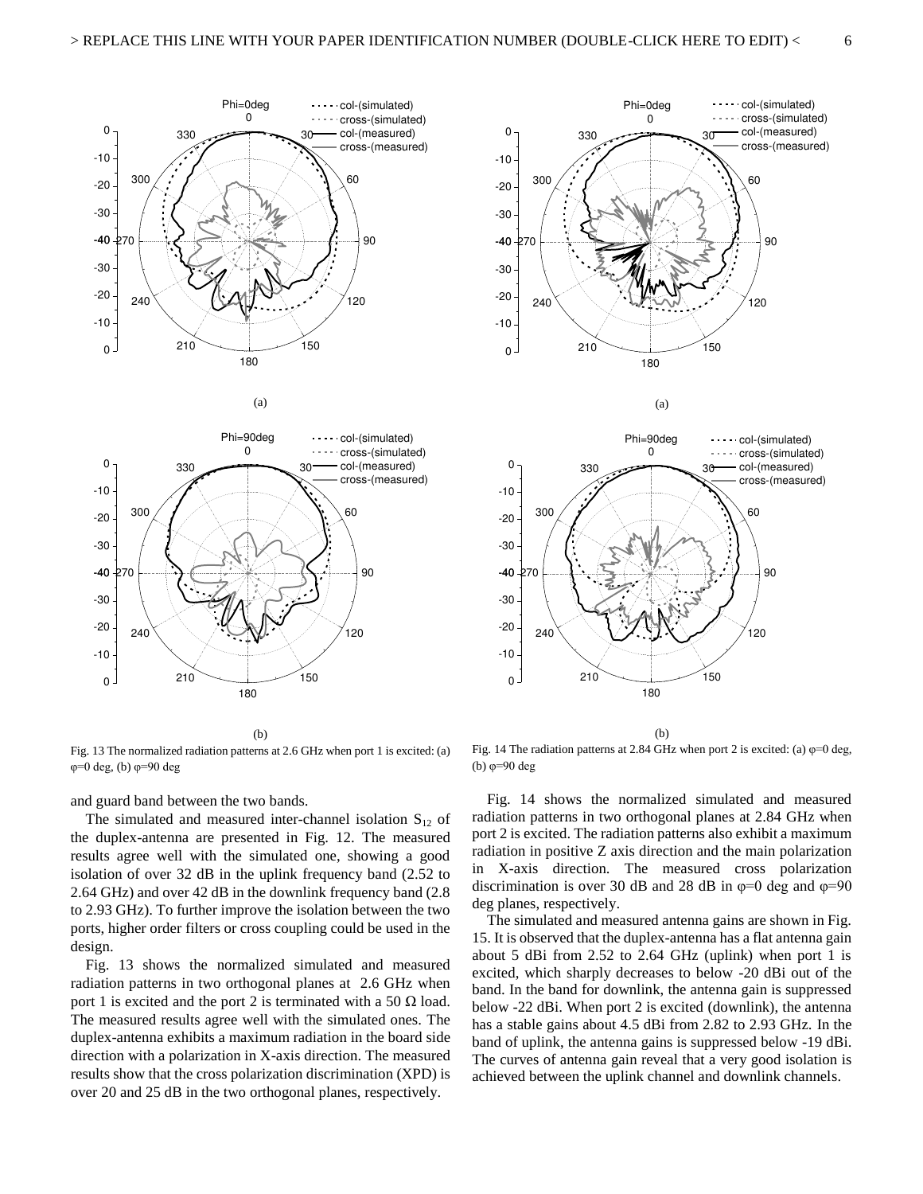Fig. 13 The normalized radiation patterns at 2.6 GHz when port 1 is excited: (a) φ=0 deg, (b) φ=90 deg

Fig. 14 The radiation patterns at 2.84 GHz when port 2 is excited: (a) φ=0 deg, (b) φ=90 deg

and guard band between the two bands.

The simulated and measured inter-channel isolation $S_{12}$ of the duplex-antenna are presented in Fig. 12. The measured results agree well with the simulated one, showing a good isolation of over 32 dB in the uplink frequency band (2.52 to 2.64 GHz) and over 42 dB in the downlink frequency band (2.8 to 2.93 GHz). To further improve the isolation between the two ports, higher order filters or cross coupling could be used in the design.

Fig. 13 shows the normalized simulated and measured radiation patterns in two orthogonal planes at 2.6 GHz when port 1 is excited and the port 2 is terminated with a 50 Ω load. The measured results agree well with the simulated ones. The duplex-antenna exhibits a maximum radiation in the board side direction with a polarization in X-axis direction. The measured results show that the cross polarization discrimination (XPD) is over 20 and 25 dB in the two orthogonal planes, respectively.

Fig. 14 shows the normalized simulated and measured radiation patterns in two orthogonal planes at 2.84 GHz when port 2 is excited. The radiation patterns also exhibit a maximum radiation in positive Z axis direction and the main polarization in X-axis direction. The measured cross polarization discrimination is over 30 dB and 28 dB in φ=0 deg and φ=90 deg planes, respectively.

The simulated and measured antenna gains are shown in Fig. 15. It is observed that the duplex-antenna has a flat antenna gain about 5 dBi from 2.52 to 2.64 GHz (uplink) when port 1 is excited, which sharply decreases to below -20 dBi out of the band. In the band for downlink, the antenna gain is suppressed below -22 dBi. When port 2 is excited (downlink), the antenna has a stable gains about 4.5 dBi from 2.82 to 2.93 GHz. In the band of uplink, the antenna gains is suppressed below -19 dBi. The curves of antenna gain reveal that a very good isolation is achieved between the uplink channel and downlink channels.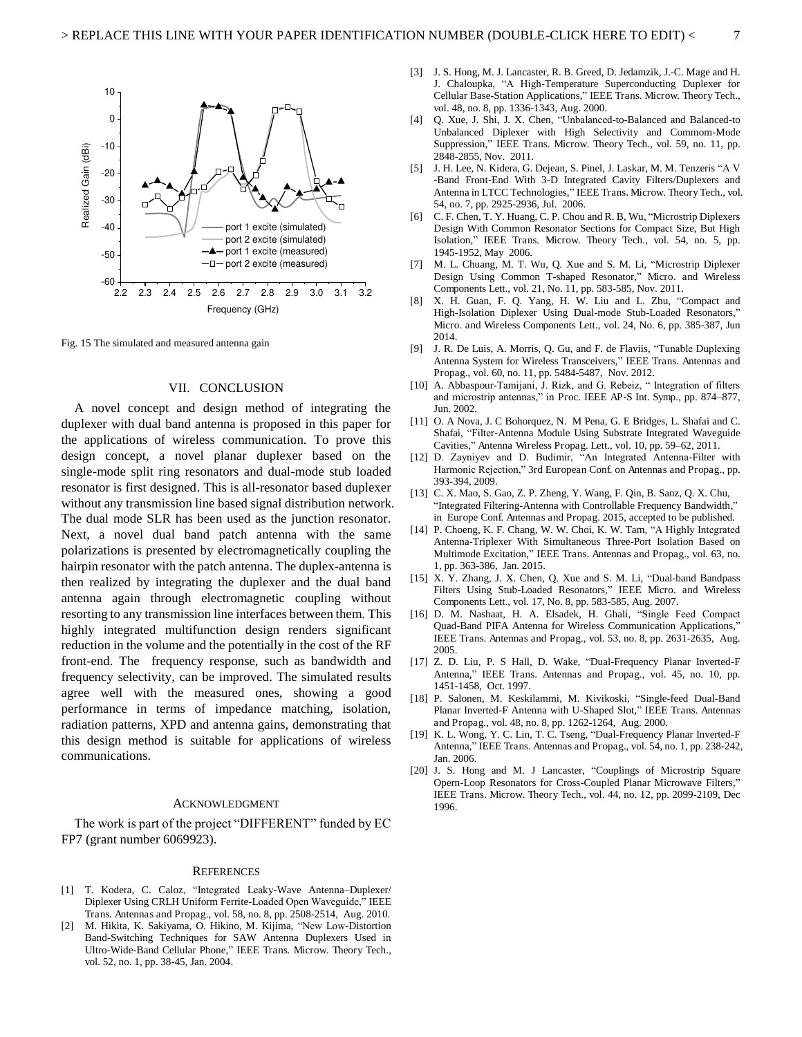10
0
-10
-20
-30
-40
-50
-60
Realized Gain (dBi)
2.2 2.3 2.4 2.5 2.6 2.7 2.8 2.9 3.0 3.1 3.2
Frequency (GHz)
port 1 excite (simulated)
port 2 excite (simulated)
port 1 excite (measured)
port 2 excite (measured)

Fig. 15 The simulated and measured antenna gain

## VII. CONCLUSION

A novel concept and design method of integrating the duplexer with dual band antenna is proposed in this paper for the applications of wireless communication. To prove this design concept, a novel planar duplexer based on the single-mode split ring resonators and dual-mode stub loaded resonator is first designed. This is all-resonator based duplexer without any transmission line based signal distribution network. The dual mode SLR has been used as the junction resonator. Next, a novel dual band patch antenna with the same polarizations is presented by electromagnetically coupling the hairpin resonator with the patch antenna. The duplex-antenna is then realized by integrating the duplexer and the dual band antenna again through electromagnetic coupling without resorting to any transmission line interfaces between them. This highly integrated multifunction design renders significant reduction in the volume and the potentially in the cost of the RF front-end. The frequency response, such as bandwidth and frequency selectivity, can be improved. The simulated results agree well with the measured ones, showing a good performance in terms of impedance matching, isolation, radiation patterns, XPD and antenna gains, demonstrating that this design method is suitable for applications of wireless communications.

## ACKNOWLEDGMENT

The work is part of the project "DIFFERENT" funded by EC FP7 (grant number 6069923).

## REFERENCES

[1] T. Kodera, C. Caloz, "Integrated Leaky-Wave Antenna–Duplexer/ Diplexer Using CRLH Uniform Ferrite-Loaded Open Waveguide," IEEE Trans. Antennas and Propag., vol. 58, no. 8, pp. 2508-2514, Aug. 2010.

[2] M. Hikita, K. Sakiyama, O. Hikino, M. Kijima, "New Low-Distortion Band-Switching Techniques for SAW Antenna Duplexers Used in Ultro-Wide-Band Cellular Phone," IEEE Trans. Microw. Theory Tech., vol. 52, no. 1, pp. 38-45, Jan. 2004.

[3] J. S. Hong, M. J. Lancaster, R. B. Greed, D. Jedamzik, J.-C. Mage and H. J. Chaloupka, "A High-Temperature Superconducting Duplexer for Cellular Base-Station Applications," IEEE Trans. Microw. Theory Tech., vol. 48, no. 8, pp. 1336-1343, Aug. 2000.

[4] Q. Xue, J. Shi, J. X. Chen, "Unbalanced-to-Balanced and Balanced-to Unbalanced Diplexer with High Selectivity and Commom-Mode Suppression," IEEE Trans. Microw. Theory Tech., vol. 59, no. 11, pp. 2848-2855, Nov. 2011.

[5] J. H. Lee, N. Kidera, G. Dejean, S. Pinel, J. Laskar, M. M. Tenzeris "A V -Band Front-End With 3-D Integrated Cavity Filters/Duplexers and Antenna in LTCC Technologies," IEEE Trans. Microw. Theory Tech., vol. 54, no. 7, pp. 2925-2936, Jul. 2006.

[6] C. F. Chen, T. Y. Huang, C. P. Chou and R. B, Wu, "Microstrip Diplexers Design With Common Resonator Sections for Compact Size, But High Isolation," IEEE Trans. Microw. Theory Tech., vol. 54, no. 5, pp. 1945-1952, May 2006.

[7] M. L. Chuang, M. T. Wu, Q. Xue and S. M. Li, "Microstrip Diplexer Design Using Common T-shaped Resonator," Micro. and Wireless Components Lett., vol. 21, No. 11, pp. 583-585, Nov. 2011.

[8] X. H. Guan, F. Q. Yang, H. W. Liu and L. Zhu, "Compact and High-Isolation Diplexer Using Dual-mode Stub-Loaded Resonators," Micro. and Wireless Components Lett., vol. 24, No. 6, pp. 385-387, Jun 2014.

[9] J. R. De Luis, A. Morris, Q. Gu, and F. de Flaviis, "Tunable Duplexing Antenna System for Wireless Transceivers," IEEE Trans. Antennas and Propag., vol. 60, no. 11, pp. 5484-5487, Nov. 2012.

[10] A. Abbaspour-Tamijani, J. Rizk, and G. Rebeiz, " Integration of filters and microstrip antennas," in Proc. IEEE AP-S Int. Symp., pp. 874–877, Jun. 2002.

[11] O. A Nova, J. C Bohorquez, N. M Pena, G. E Bridges, L. Shafai and C. Shafai, "Filter-Antenna Module Using Substrate Integrated Waveguide Cavities," Antenna Wireless Propag. Lett., vol. 10, pp. 59–62, 2011.

[12] D. Zayniyev and D. Budimir, "An Integrated Antenna-Filter with Harmonic Rejection," 3rd European Conf. on Antennas and Propag., pp. 393-394, 2009.

[13] C. X. Mao, S. Gao, Z. P. Zheng, Y. Wang, F. Qin, B. Sanz, Q. X. Chu, "Integrated Filtering-Antenna with Controllable Frequency Bandwidth," in Europe Conf. Antennas and Propag. 2015, accepted to be published.

[14] P. Choeng, K. F. Chang, W. W. Choi, K. W. Tam, "A Highly Integrated Antenna-Triplexer With Simultaneous Three-Port Isolation Based on Multimode Excitation," IEEE Trans. Antennas and Propag., vol. 63, no. 1, pp. 363-386, Jan. 2015.

[15] X. Y. Zhang, J. X. Chen, Q. Xue and S. M. Li, "Dual-band Bandpass Filters Using Stub-Loaded Resonators," IEEE Micro. and Wireless Components Lett., vol. 17, No. 8, pp. 583-585, Aug. 2007.

[16] D. M. Nashaat, H. A. Elsadek, H. Ghali, "Single Feed Compact Quad-Band PIFA Antenna for Wireless Communication Applications," IEEE Trans. Antennas and Propag., vol. 53, no. 8, pp. 2631-2635, Aug. 2005.

[17] Z. D. Liu, P. S Hall, D. Wake, "Dual-Frequency Planar Inverted-F Antenna," IEEE Trans. Antennas and Propag., vol. 45, no. 10, pp. 1451-1458, Oct. 1997.

[18] P. Salonen, M. Keskilammi, M. Kivikoski, "Single-feed Dual-Band Planar Inverted-F Antenna with U-Shaped Slot," IEEE Trans. Antennas and Propag., vol. 48, no. 8, pp. 1262-1264, Aug. 2000.

[19] K. L. Wong, Y. C. Lin, T. C. Tseng, "Dual-Frequency Planar Inverted-F Antenna," IEEE Trans. Antennas and Propag., vol. 54, no. 1, pp. 238-242, Jan. 2006.

[20] J. S. Hong and M. J Lancaster, "Couplings of Microstrip Square Opern-Loop Resonators for Cross-Coupled Planar Microwave Filters," IEEE Trans. Microw. Theory Tech., vol. 44, no. 12, pp. 2099-2109, Dec 1996.